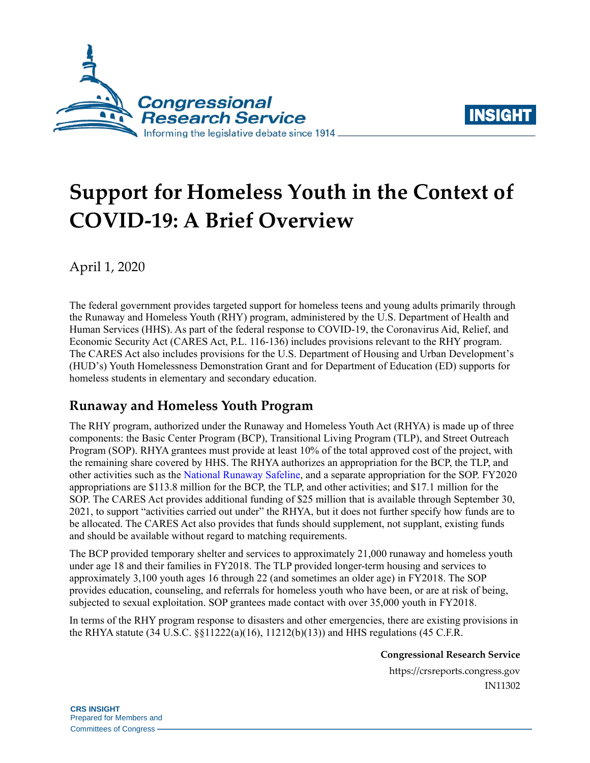# Support for Homeless Youth in the Context of COVID-19: A Brief Overview

April 1, 2020

The federal government provides targeted support for homeless teens and young adults primarily through the Runaway and Homeless Youth (RHY) program, administered by the U.S. Department of Health and Human Services (HHS). As part of the federal response to COVID-19, the Coronavirus Aid, Relief, and Economic Security Act (CARES Act, P.L. 116-136) includes provisions relevant to the RHY program. The CARES Act also includes provisions for the U.S. Department of Housing and Urban Development's (HUD's) Youth Homelessness Demonstration Grant and for Department of Education (ED) supports for homeless students in elementary and secondary education.

## Runaway and Homeless Youth Program

The RHY program, authorized under the Runaway and Homeless Youth Act (RHYA) is made up of three components: the Basic Center Program (BCP), Transitional Living Program (TLP), and Street Outreach Program (SOP). RHYA grantees must provide at least 10% of the total approved cost of the project, with the remaining share covered by HHS. The RHYA authorizes an appropriation for the BCP, the TLP, and other activities such as the National Runaway Safeline, and a separate appropriation for the SOP. FY2020 appropriations are $113.8 million for the BCP, the TLP, and other activities; and $17.1 million for the SOP. The CARES Act provides additional funding of $25 million that is available through September 30, 2021, to support "activities carried out under" the RHYA, but it does not further specify how funds are to be allocated. The CARES Act also provides that funds should supplement, not supplant, existing funds and should be available without regard to matching requirements.

The BCP provided temporary shelter and services to approximately 21,000 runaway and homeless youth under age 18 and their families in FY2018. The TLP provided longer-term housing and services to approximately 3,100 youth ages 16 through 22 (and sometimes an older age) in FY2018. The SOP provides education, counseling, and referrals for homeless youth who have been, or are at risk of being, subjected to sexual exploitation. SOP grantees made contact with over 35,000 youth in FY2018.

In terms of the RHY program response to disasters and other emergencies, there are existing provisions in the RHYA statute (34 U.S.C. §§11222(a)(16), 11212(b)(13)) and HHS regulations (45 C.F.R.

**Congressional Research Service**

https://crsreports.congress.gov

IN11302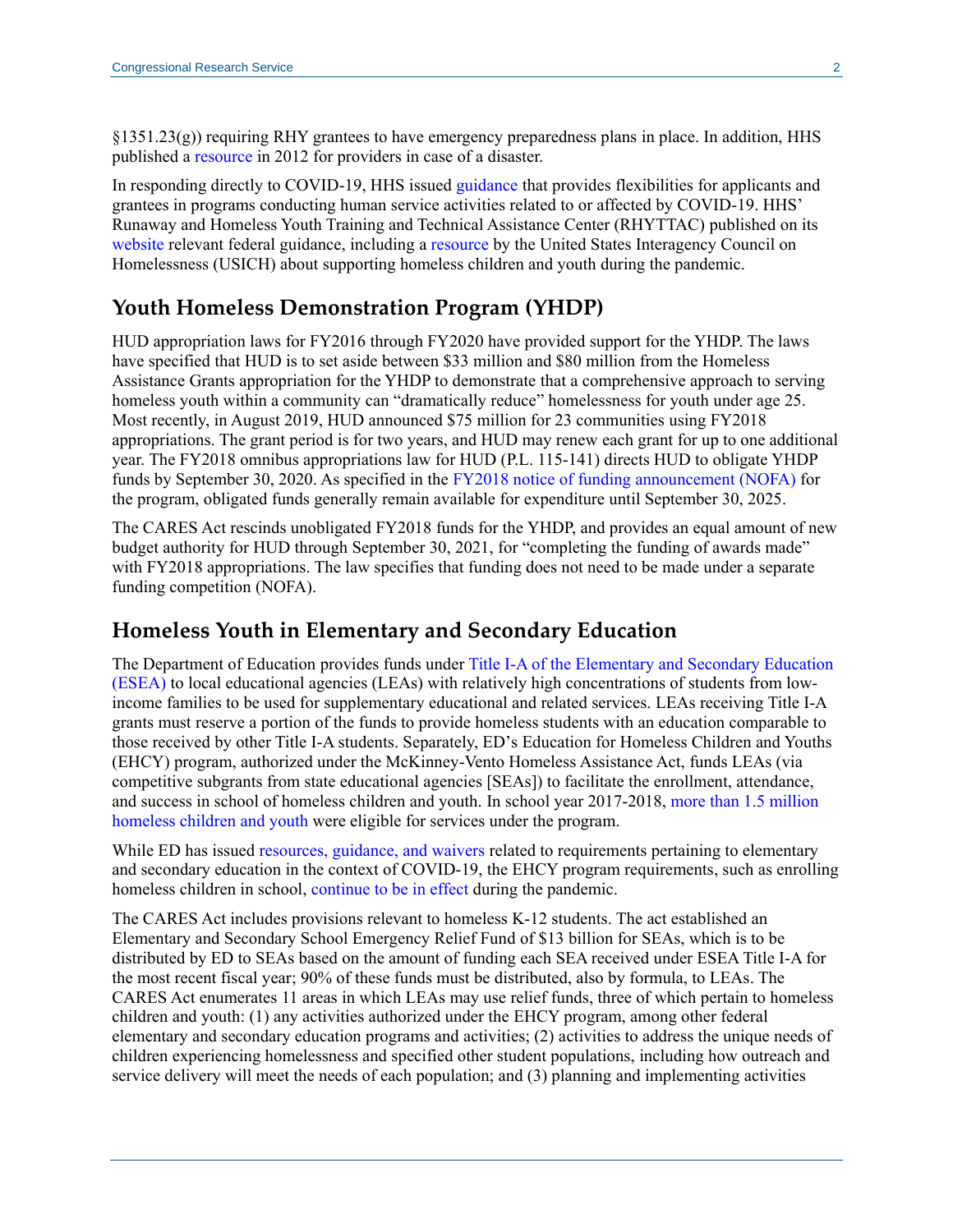§1351.23(g)) requiring RHY grantees to have emergency preparedness plans in place. In addition, HHS published a resource in 2012 for providers in case of a disaster.

In responding directly to COVID-19, HHS issued guidance that provides flexibilities for applicants and grantees in programs conducting human service activities related to or affected by COVID-19. HHS' Runaway and Homeless Youth Training and Technical Assistance Center (RHYTTAC) published on its website relevant federal guidance, including a resource by the United States Interagency Council on Homelessness (USICH) about supporting homeless children and youth during the pandemic.

## Youth Homeless Demonstration Program (YHDP)

HUD appropriation laws for FY2016 through FY2020 have provided support for the YHDP. The laws have specified that HUD is to set aside between $33 million and $80 million from the Homeless Assistance Grants appropriation for the YHDP to demonstrate that a comprehensive approach to serving homeless youth within a community can "dramatically reduce" homelessness for youth under age 25. Most recently, in August 2019, HUD announced $75 million for 23 communities using FY2018 appropriations. The grant period is for two years, and HUD may renew each grant for up to one additional year. The FY2018 omnibus appropriations law for HUD (P.L. 115-141) directs HUD to obligate YHDP funds by September 30, 2020. As specified in the FY2018 notice of funding announcement (NOFA) for the program, obligated funds generally remain available for expenditure until September 30, 2025.

The CARES Act rescinds unobligated FY2018 funds for the YHDP, and provides an equal amount of new budget authority for HUD through September 30, 2021, for "completing the funding of awards made" with FY2018 appropriations. The law specifies that funding does not need to be made under a separate funding competition (NOFA).

## Homeless Youth in Elementary and Secondary Education

The Department of Education provides funds under Title I-A of the Elementary and Secondary Education (ESEA) to local educational agencies (LEAs) with relatively high concentrations of students from low-income families to be used for supplementary educational and related services. LEAs receiving Title I-A grants must reserve a portion of the funds to provide homeless students with an education comparable to those received by other Title I-A students. Separately, ED's Education for Homeless Children and Youths (EHCY) program, authorized under the McKinney-Vento Homeless Assistance Act, funds LEAs (via competitive subgrants from state educational agencies [SEAs]) to facilitate the enrollment, attendance, and success in school of homeless children and youth. In school year 2017-2018, more than 1.5 million homeless children and youth were eligible for services under the program.

While ED has issued resources, guidance, and waivers related to requirements pertaining to elementary and secondary education in the context of COVID-19, the EHCY program requirements, such as enrolling homeless children in school, continue to be in effect during the pandemic.

The CARES Act includes provisions relevant to homeless K-12 students. The act established an Elementary and Secondary School Emergency Relief Fund of $13 billion for SEAs, which is to be distributed by ED to SEAs based on the amount of funding each SEA received under ESEA Title I-A for the most recent fiscal year; 90% of these funds must be distributed, also by formula, to LEAs. The CARES Act enumerates 11 areas in which LEAs may use relief funds, three of which pertain to homeless children and youth: (1) any activities authorized under the EHCY program, among other federal elementary and secondary education programs and activities; (2) activities to address the unique needs of children experiencing homelessness and specified other student populations, including how outreach and service delivery will meet the needs of each population; and (3) planning and implementing activities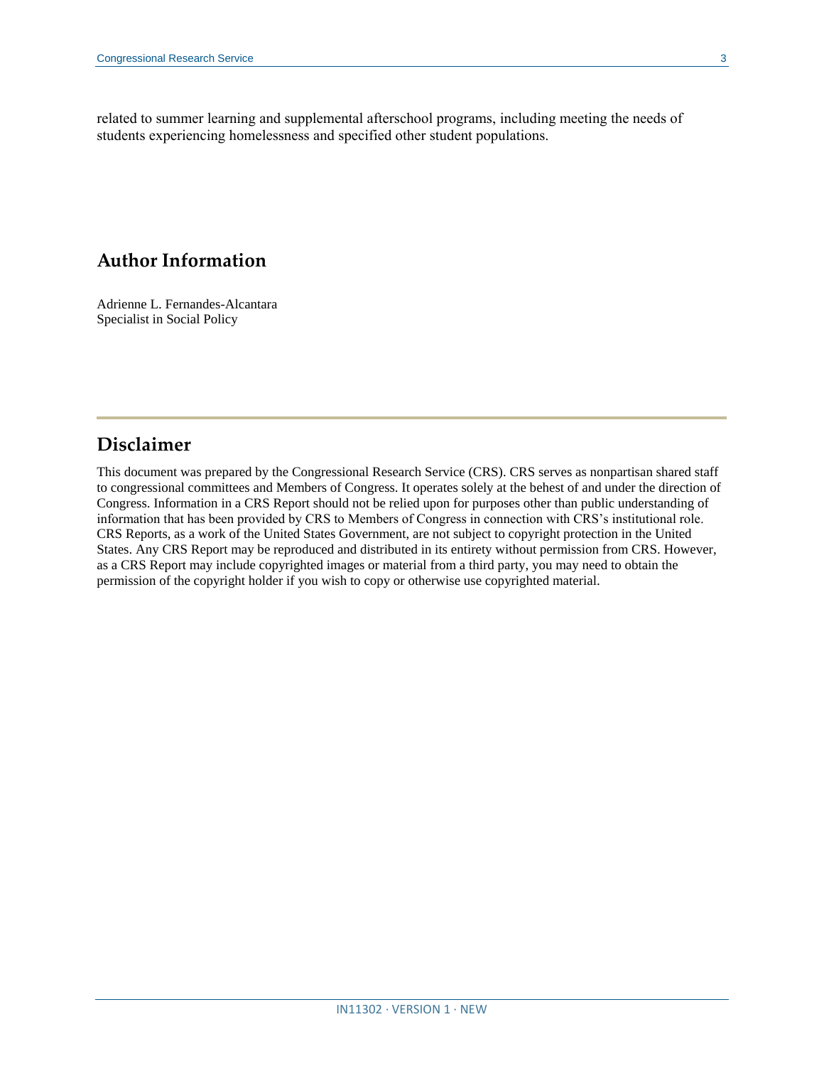related to summer learning and supplemental afterschool programs, including meeting the needs of students experiencing homelessness and specified other student populations.

## Author Information

Adrienne L. Fernandes-Alcantara
Specialist in Social Policy

## Disclaimer

This document was prepared by the Congressional Research Service (CRS). CRS serves as nonpartisan shared staff to congressional committees and Members of Congress. It operates solely at the behest of and under the direction of Congress. Information in a CRS Report should not be relied upon for purposes other than public understanding of information that has been provided by CRS to Members of Congress in connection with CRS's institutional role. CRS Reports, as a work of the United States Government, are not subject to copyright protection in the United States. Any CRS Report may be reproduced and distributed in its entirety without permission from CRS. However, as a CRS Report may include copyrighted images or material from a third party, you may need to obtain the permission of the copyright holder if you wish to copy or otherwise use copyrighted material.